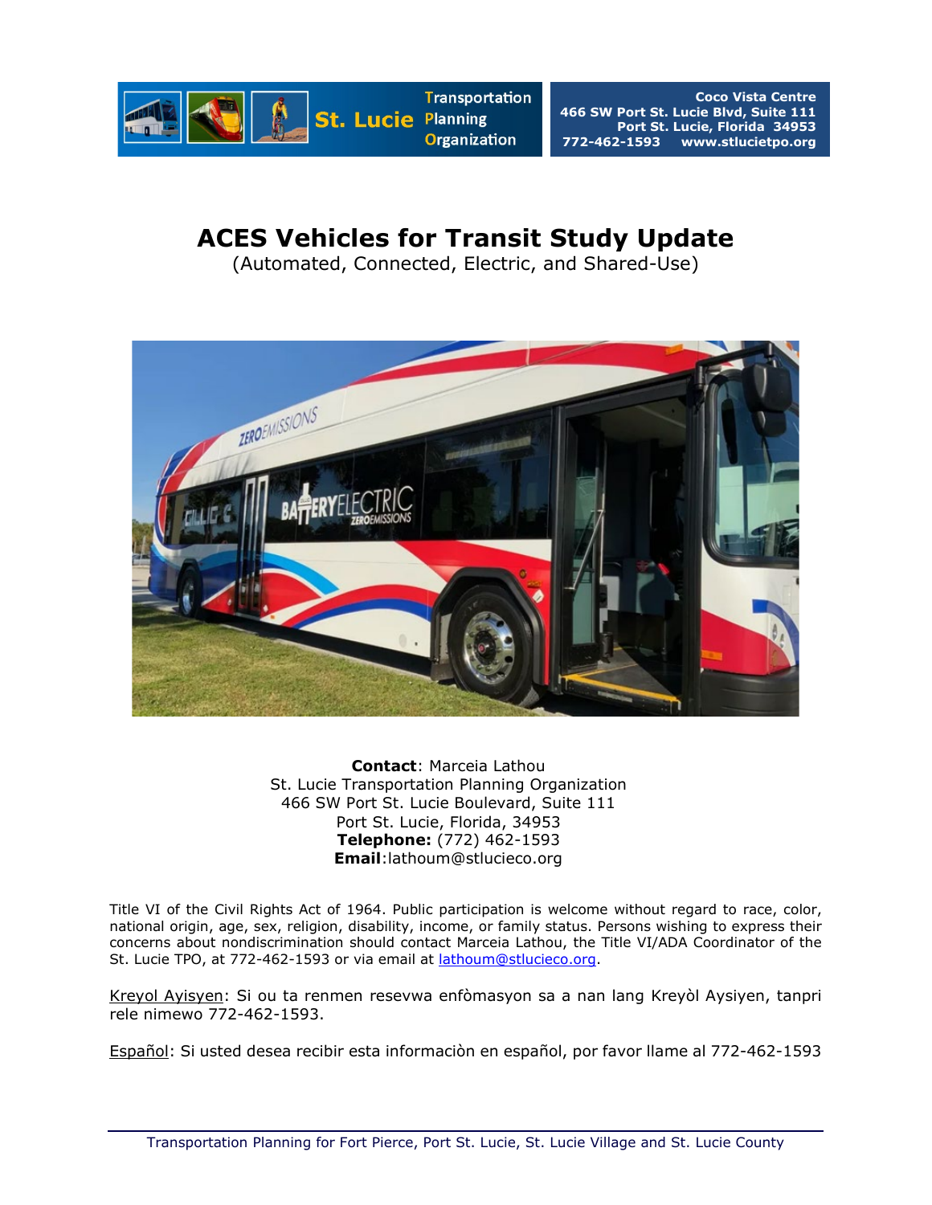St. Lucie Transportation Planning Organization

Coco Vista Centre
466 SW Port St. Lucie Blvd, Suite 111
Port St. Lucie, Florida 34953
772-462-1593 www.stlucietpo.org

# ACES Vehicles for Transit Study Update

(Automated, Connected, Electric, and Shared-Use)

**Contact**: Marceia Lathou
St. Lucie Transportation Planning Organization
466 SW Port St. Lucie Boulevard, Suite 111
Port St. Lucie, Florida, 34953
**Telephone:** (772) 462-1593
**Email**:lathoum@stlucieco.org

Title VI of the Civil Rights Act of 1964. Public participation is welcome without regard to race, color, national origin, age, sex, religion, disability, income, or family status. Persons wishing to express their concerns about nondiscrimination should contact Marceia Lathou, the Title VI/ADA Coordinator of the St. Lucie TPO, at 772-462-1593 or via email at lathoum@stlucieco.org.

Kreyol Ayisyen: Si ou ta renmen resevwa enfòmasyon sa a nan lang Kreyòl Aysiyen, tanpri rele nimewo 772-462-1593.

Español: Si usted desea recibir esta informaciòn en español, por favor llame al 772-462-1593

Transportation Planning for Fort Pierce, Port St. Lucie, St. Lucie Village and St. Lucie County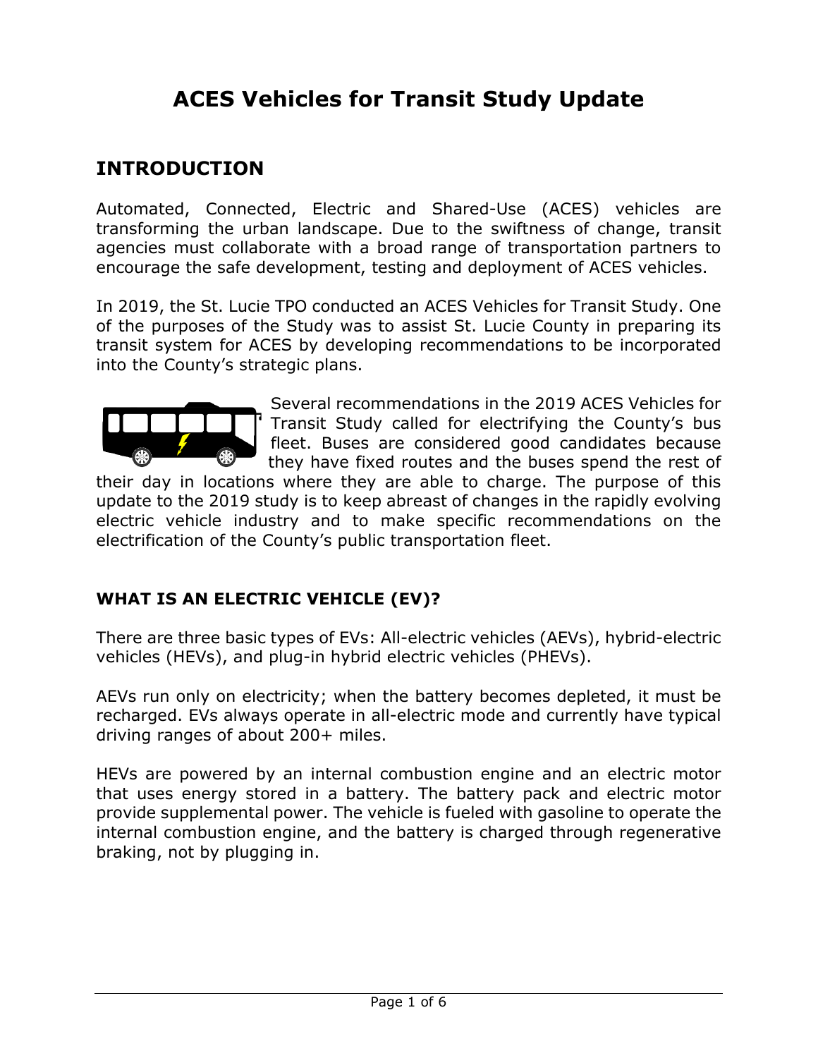# ACES Vehicles for Transit Study Update

## INTRODUCTION

Automated, Connected, Electric and Shared-Use (ACES) vehicles are transforming the urban landscape. Due to the swiftness of change, transit agencies must collaborate with a broad range of transportation partners to encourage the safe development, testing and deployment of ACES vehicles.

In 2019, the St. Lucie TPO conducted an ACES Vehicles for Transit Study. One of the purposes of the Study was to assist St. Lucie County in preparing its transit system for ACES by developing recommendations to be incorporated into the County's strategic plans.

Several recommendations in the 2019 ACES Vehicles for Transit Study called for electrifying the County's bus fleet. Buses are considered good candidates because they have fixed routes and the buses spend the rest of their day in locations where they are able to charge. The purpose of this update to the 2019 study is to keep abreast of changes in the rapidly evolving electric vehicle industry and to make specific recommendations on the electrification of the County's public transportation fleet.

### WHAT IS AN ELECTRIC VEHICLE (EV)?

There are three basic types of EVs: All-electric vehicles (AEVs), hybrid-electric vehicles (HEVs), and plug-in hybrid electric vehicles (PHEVs).

AEVs run only on electricity; when the battery becomes depleted, it must be recharged. EVs always operate in all-electric mode and currently have typical driving ranges of about 200+ miles.

HEVs are powered by an internal combustion engine and an electric motor that uses energy stored in a battery. The battery pack and electric motor provide supplemental power. The vehicle is fueled with gasoline to operate the internal combustion engine, and the battery is charged through regenerative braking, not by plugging in.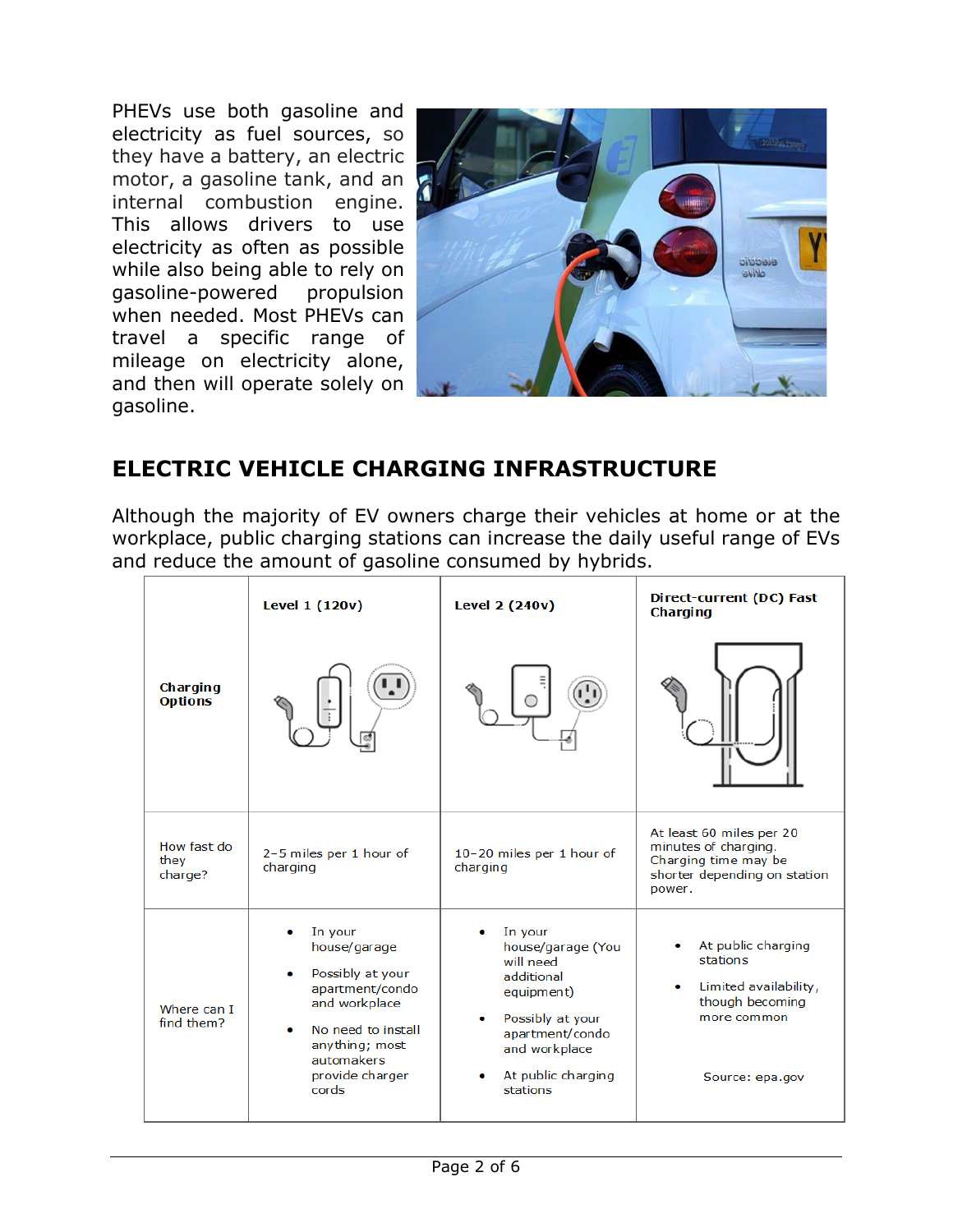PHEVs use both gasoline and electricity as fuel sources, so they have a battery, an electric motor, a gasoline tank, and an internal combustion engine. This allows drivers to use electricity as often as possible while also being able to rely on gasoline-powered propulsion when needed. Most PHEVs can travel a specific range of mileage on electricity alone, and then will operate solely on gasoline.

## ELECTRIC VEHICLE CHARGING INFRASTRUCTURE

Although the majority of EV owners charge their vehicles at home or at the workplace, public charging stations can increase the daily useful range of EVs and reduce the amount of gasoline consumed by hybrids.

| **Charging Options** | **Level 1 (120v)** | **Level 2 (240v)** | **Direct-current (DC) Fast Charging** |
|---|---|---|---|
| How fast do they charge? | 2–5 miles per 1 hour of charging | 10–20 miles per 1 hour of charging | At least 60 miles per 20 minutes of charging. Charging time may be shorter depending on station power. |
| Where can I find them? | • In your house/garage<br>• Possibly at your apartment/condo and workplace<br>• No need to install anything; most automakers provide charger cords | • In your house/garage (You will need additional equipment)<br>• Possibly at your apartment/condo and workplace<br>• At public charging stations | • At public charging stations<br>• Limited availability, though becoming more common<br><br>Source: epa.gov |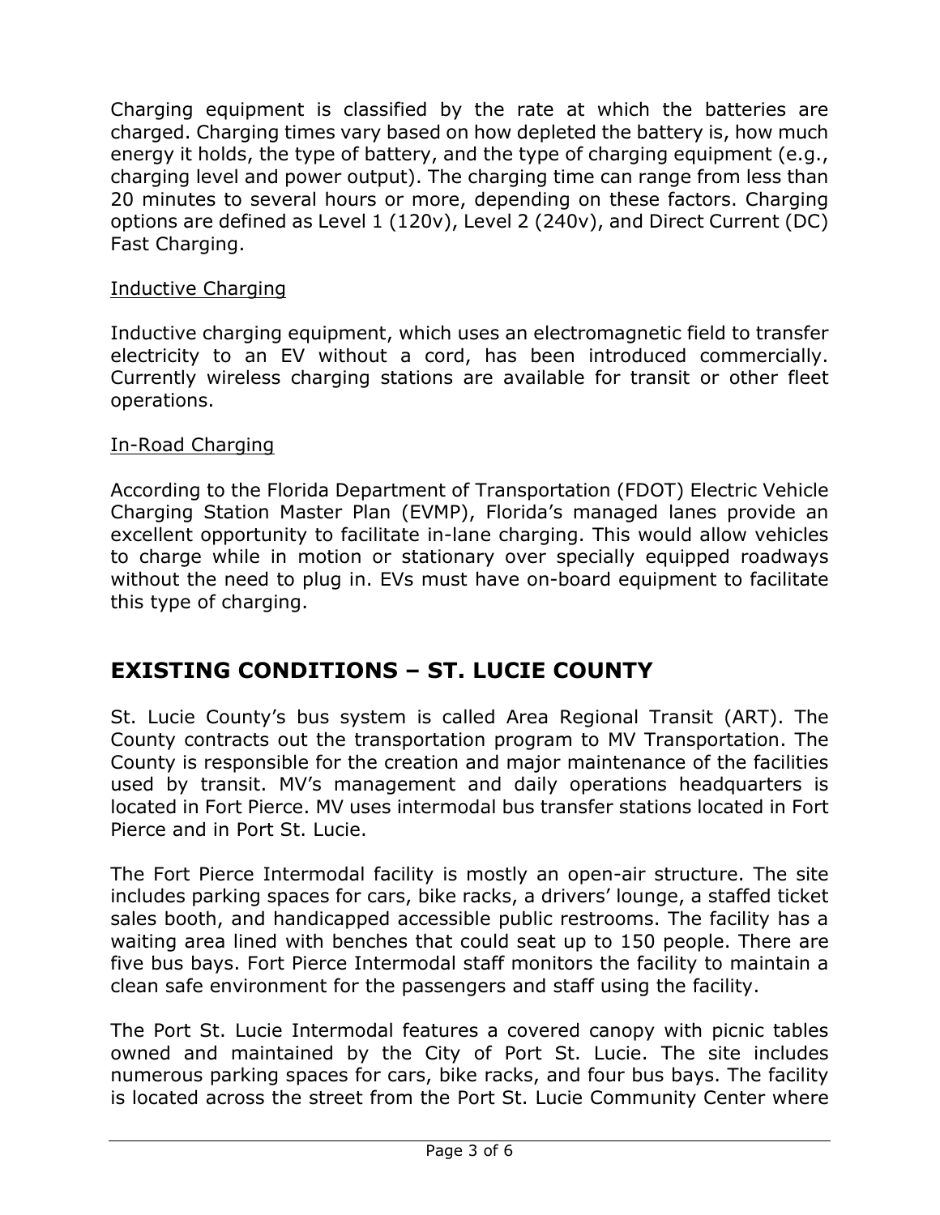Charging equipment is classified by the rate at which the batteries are charged. Charging times vary based on how depleted the battery is, how much energy it holds, the type of battery, and the type of charging equipment (e.g., charging level and power output). The charging time can range from less than 20 minutes to several hours or more, depending on these factors. Charging options are defined as Level 1 (120v), Level 2 (240v), and Direct Current (DC) Fast Charging.

Inductive Charging

Inductive charging equipment, which uses an electromagnetic field to transfer electricity to an EV without a cord, has been introduced commercially. Currently wireless charging stations are available for transit or other fleet operations.

In-Road Charging

According to the Florida Department of Transportation (FDOT) Electric Vehicle Charging Station Master Plan (EVMP), Florida's managed lanes provide an excellent opportunity to facilitate in-lane charging. This would allow vehicles to charge while in motion or stationary over specially equipped roadways without the need to plug in. EVs must have on-board equipment to facilitate this type of charging.

## EXISTING CONDITIONS – ST. LUCIE COUNTY

St. Lucie County's bus system is called Area Regional Transit (ART). The County contracts out the transportation program to MV Transportation. The County is responsible for the creation and major maintenance of the facilities used by transit. MV's management and daily operations headquarters is located in Fort Pierce. MV uses intermodal bus transfer stations located in Fort Pierce and in Port St. Lucie.

The Fort Pierce Intermodal facility is mostly an open-air structure. The site includes parking spaces for cars, bike racks, a drivers' lounge, a staffed ticket sales booth, and handicapped accessible public restrooms. The facility has a waiting area lined with benches that could seat up to 150 people. There are five bus bays. Fort Pierce Intermodal staff monitors the facility to maintain a clean safe environment for the passengers and staff using the facility.

The Port St. Lucie Intermodal features a covered canopy with picnic tables owned and maintained by the City of Port St. Lucie. The site includes numerous parking spaces for cars, bike racks, and four bus bays. The facility is located across the street from the Port St. Lucie Community Center where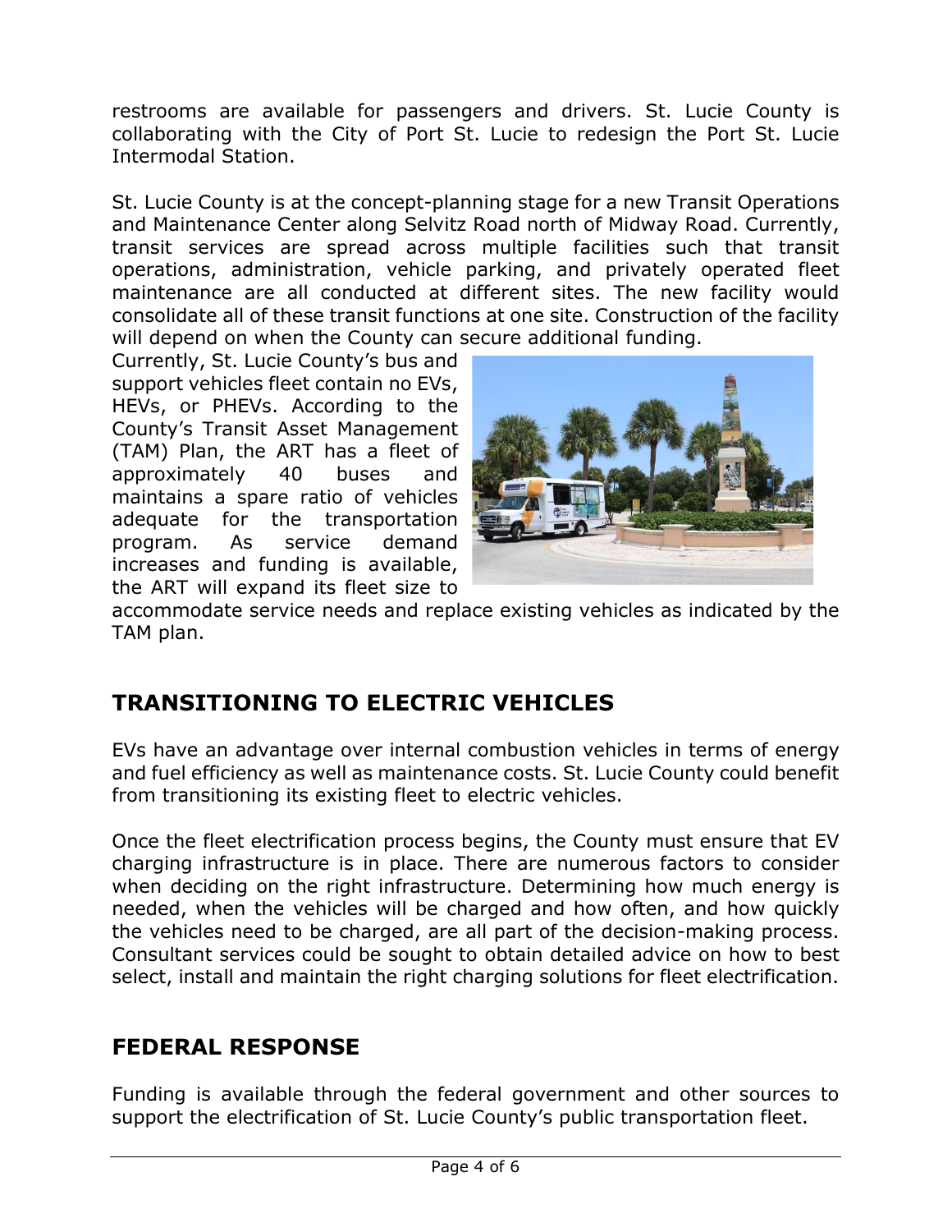restrooms are available for passengers and drivers. St. Lucie County is collaborating with the City of Port St. Lucie to redesign the Port St. Lucie Intermodal Station.

St. Lucie County is at the concept-planning stage for a new Transit Operations and Maintenance Center along Selvitz Road north of Midway Road. Currently, transit services are spread across multiple facilities such that transit operations, administration, vehicle parking, and privately operated fleet maintenance are all conducted at different sites. The new facility would consolidate all of these transit functions at one site. Construction of the facility will depend on when the County can secure additional funding.

Currently, St. Lucie County's bus and support vehicles fleet contain no EVs, HEVs, or PHEVs. According to the County's Transit Asset Management (TAM) Plan, the ART has a fleet of approximately 40 buses and maintains a spare ratio of vehicles adequate for the transportation program. As service demand increases and funding is available, the ART will expand its fleet size to accommodate service needs and replace existing vehicles as indicated by the TAM plan.

## TRANSITIONING TO ELECTRIC VEHICLES

EVs have an advantage over internal combustion vehicles in terms of energy and fuel efficiency as well as maintenance costs. St. Lucie County could benefit from transitioning its existing fleet to electric vehicles.

Once the fleet electrification process begins, the County must ensure that EV charging infrastructure is in place. There are numerous factors to consider when deciding on the right infrastructure. Determining how much energy is needed, when the vehicles will be charged and how often, and how quickly the vehicles need to be charged, are all part of the decision-making process. Consultant services could be sought to obtain detailed advice on how to best select, install and maintain the right charging solutions for fleet electrification.

## FEDERAL RESPONSE

Funding is available through the federal government and other sources to support the electrification of St. Lucie County's public transportation fleet.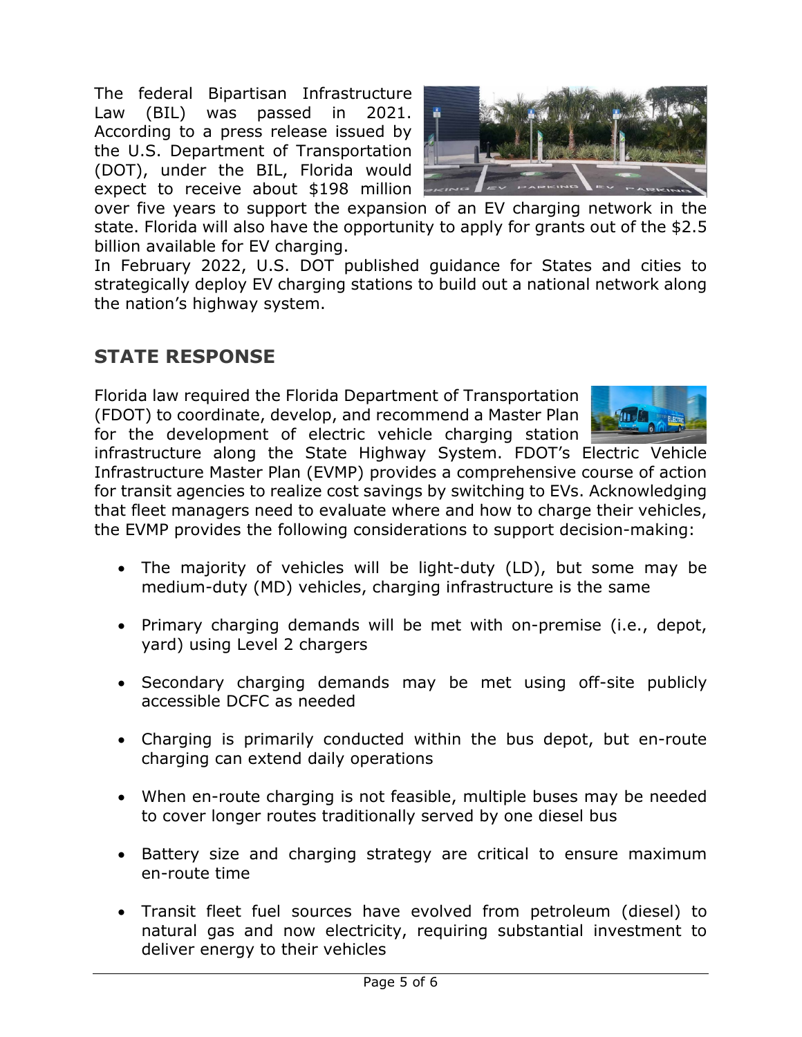The federal Bipartisan Infrastructure Law (BIL) was passed in 2021. According to a press release issued by the U.S. Department of Transportation (DOT), under the BIL, Florida would expect to receive about $198 million over five years to support the expansion of an EV charging network in the state. Florida will also have the opportunity to apply for grants out of the $2.5 billion available for EV charging.

In February 2022, U.S. DOT published guidance for States and cities to strategically deploy EV charging stations to build out a national network along the nation's highway system.

## STATE RESPONSE

Florida law required the Florida Department of Transportation (FDOT) to coordinate, develop, and recommend a Master Plan for the development of electric vehicle charging station infrastructure along the State Highway System. FDOT's Electric Vehicle Infrastructure Master Plan (EVMP) provides a comprehensive course of action for transit agencies to realize cost savings by switching to EVs. Acknowledging that fleet managers need to evaluate where and how to charge their vehicles, the EVMP provides the following considerations to support decision-making:

- The majority of vehicles will be light-duty (LD), but some may be medium-duty (MD) vehicles, charging infrastructure is the same
- Primary charging demands will be met with on-premise (i.e., depot, yard) using Level 2 chargers
- Secondary charging demands may be met using off-site publicly accessible DCFC as needed
- Charging is primarily conducted within the bus depot, but en-route charging can extend daily operations
- When en-route charging is not feasible, multiple buses may be needed to cover longer routes traditionally served by one diesel bus
- Battery size and charging strategy are critical to ensure maximum en-route time
- Transit fleet fuel sources have evolved from petroleum (diesel) to natural gas and now electricity, requiring substantial investment to deliver energy to their vehicles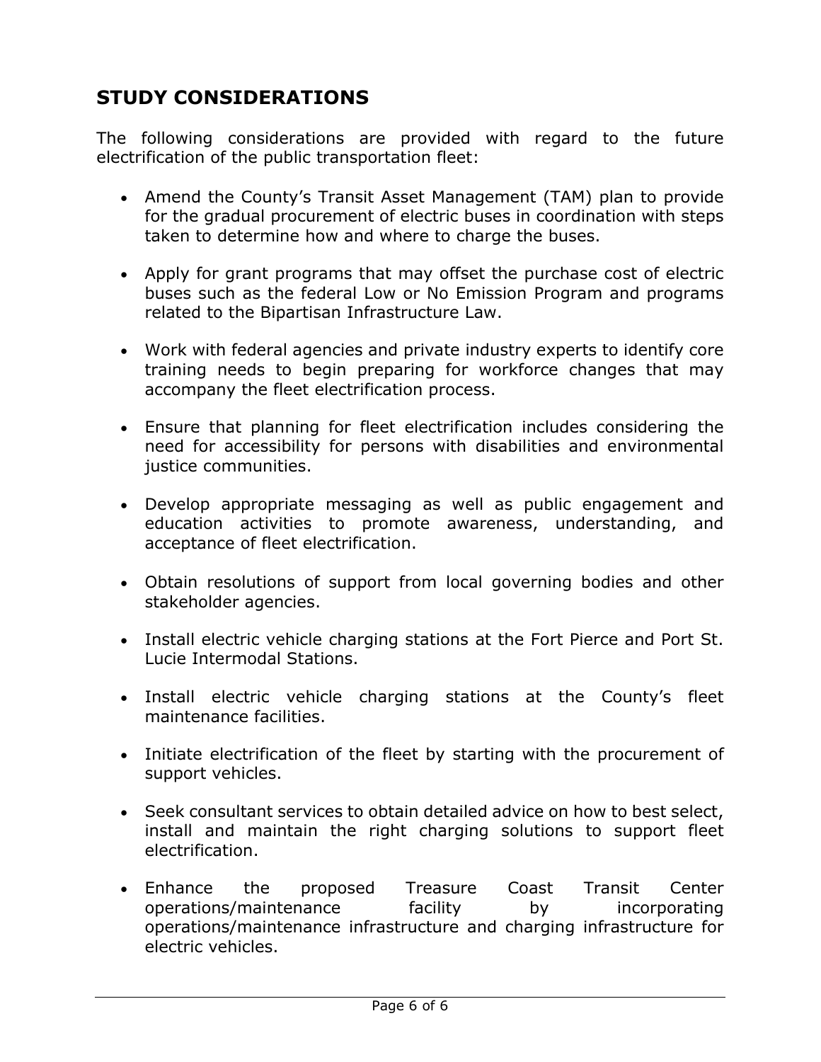## STUDY CONSIDERATIONS

The following considerations are provided with regard to the future electrification of the public transportation fleet:

- Amend the County's Transit Asset Management (TAM) plan to provide for the gradual procurement of electric buses in coordination with steps taken to determine how and where to charge the buses.
- Apply for grant programs that may offset the purchase cost of electric buses such as the federal Low or No Emission Program and programs related to the Bipartisan Infrastructure Law.
- Work with federal agencies and private industry experts to identify core training needs to begin preparing for workforce changes that may accompany the fleet electrification process.
- Ensure that planning for fleet electrification includes considering the need for accessibility for persons with disabilities and environmental justice communities.
- Develop appropriate messaging as well as public engagement and education activities to promote awareness, understanding, and acceptance of fleet electrification.
- Obtain resolutions of support from local governing bodies and other stakeholder agencies.
- Install electric vehicle charging stations at the Fort Pierce and Port St. Lucie Intermodal Stations.
- Install electric vehicle charging stations at the County's fleet maintenance facilities.
- Initiate electrification of the fleet by starting with the procurement of support vehicles.
- Seek consultant services to obtain detailed advice on how to best select, install and maintain the right charging solutions to support fleet electrification.
- Enhance the proposed Treasure Coast Transit Center operations/maintenance facility by incorporating operations/maintenance infrastructure and charging infrastructure for electric vehicles.